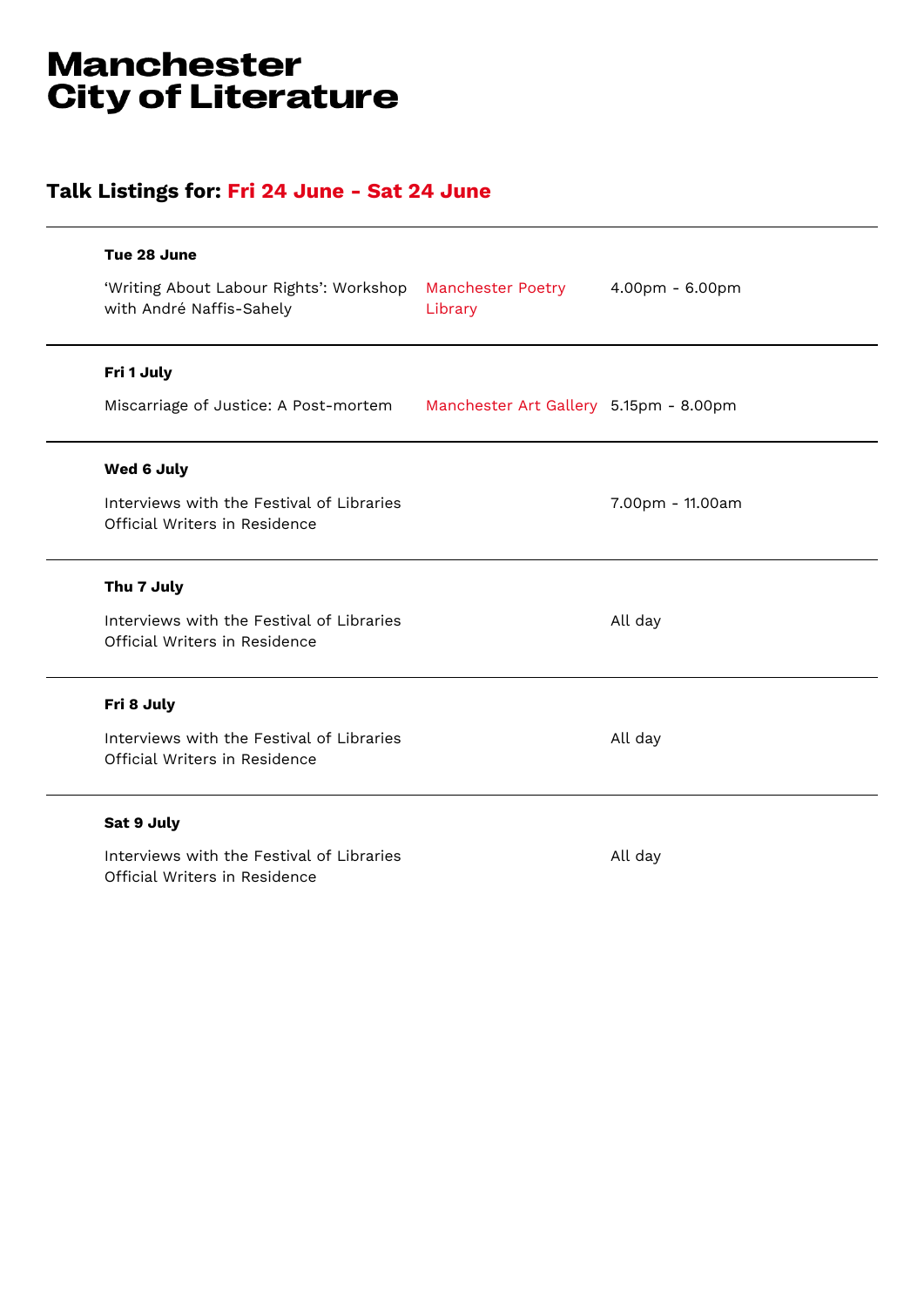# Manchester City of Literature

## Talk Listings for: Fri 24 June - Sat 24 June

**Tue 28 June**

| | | |
|---|---|---|
| 'Writing About Labour Rights': Workshop with André Naffis-Sahely | Manchester Poetry Library | 4.00pm - 6.00pm |

**Fri 1 July**

| | | |
|---|---|---|
| Miscarriage of Justice: A Post-mortem | Manchester Art Gallery | 5.15pm - 8.00pm |

**Wed 6 July**

| | | |
|---|---|---|
| Interviews with the Festival of Libraries Official Writers in Residence | | 7.00pm - 11.00am |

**Thu 7 July**

| | | |
|---|---|---|
| Interviews with the Festival of Libraries Official Writers in Residence | | All day |

**Fri 8 July**

| | | |
|---|---|---|
| Interviews with the Festival of Libraries Official Writers in Residence | | All day |

**Sat 9 July**

| | | |
|---|---|---|
| Interviews with the Festival of Libraries Official Writers in Residence | | All day |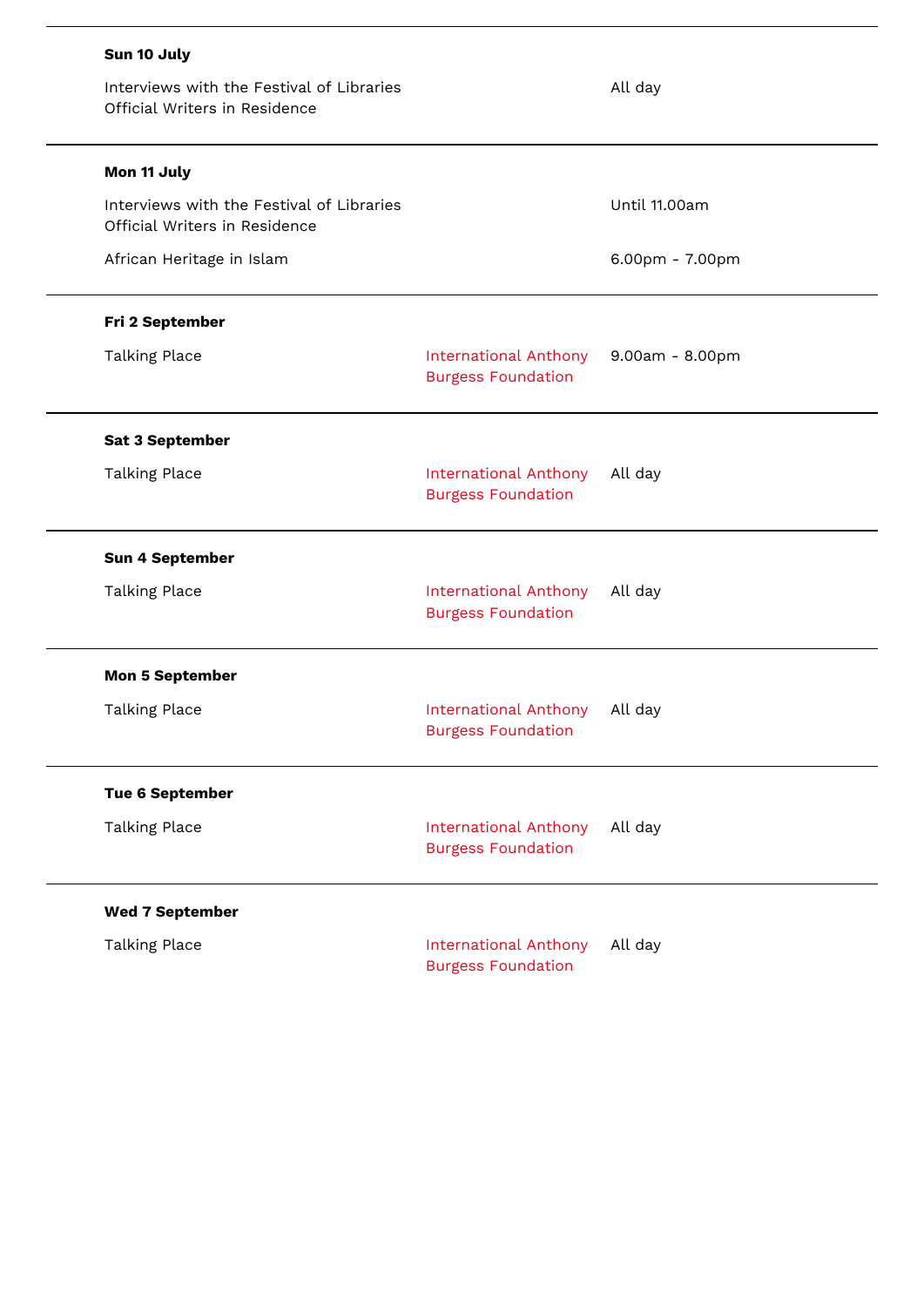**Sun 10 July**

| | | |
|---|---|---|
| Interviews with the Festival of Libraries Official Writers in Residence | | All day |

**Mon 11 July**

| | | |
|---|---|---|
| Interviews with the Festival of Libraries Official Writers in Residence | | Until 11.00am |
| African Heritage in Islam | | 6.00pm - 7.00pm |

**Fri 2 September**

| | | |
|---|---|---|
| Talking Place | International Anthony Burgess Foundation | 9.00am - 8.00pm |

**Sat 3 September**

| | | |
|---|---|---|
| Talking Place | International Anthony Burgess Foundation | All day |

**Sun 4 September**

| | | |
|---|---|---|
| Talking Place | International Anthony Burgess Foundation | All day |

**Mon 5 September**

| | | |
|---|---|---|
| Talking Place | International Anthony Burgess Foundation | All day |

**Tue 6 September**

| | | |
|---|---|---|
| Talking Place | International Anthony Burgess Foundation | All day |

**Wed 7 September**

| | | |
|---|---|---|
| Talking Place | International Anthony Burgess Foundation | All day |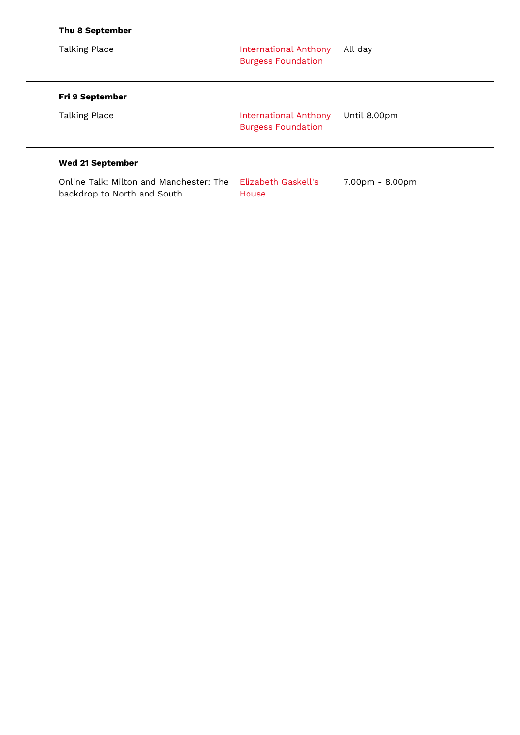**Thu 8 September**

| | | |
|---|---|---|
| Talking Place | International Anthony Burgess Foundation | All day |

**Fri 9 September**

| | | |
|---|---|---|
| Talking Place | International Anthony Burgess Foundation | Until 8.00pm |

**Wed 21 September**

| | | |
|---|---|---|
| Online Talk: Milton and Manchester: The backdrop to North and South | Elizabeth Gaskell's House | 7.00pm - 8.00pm |